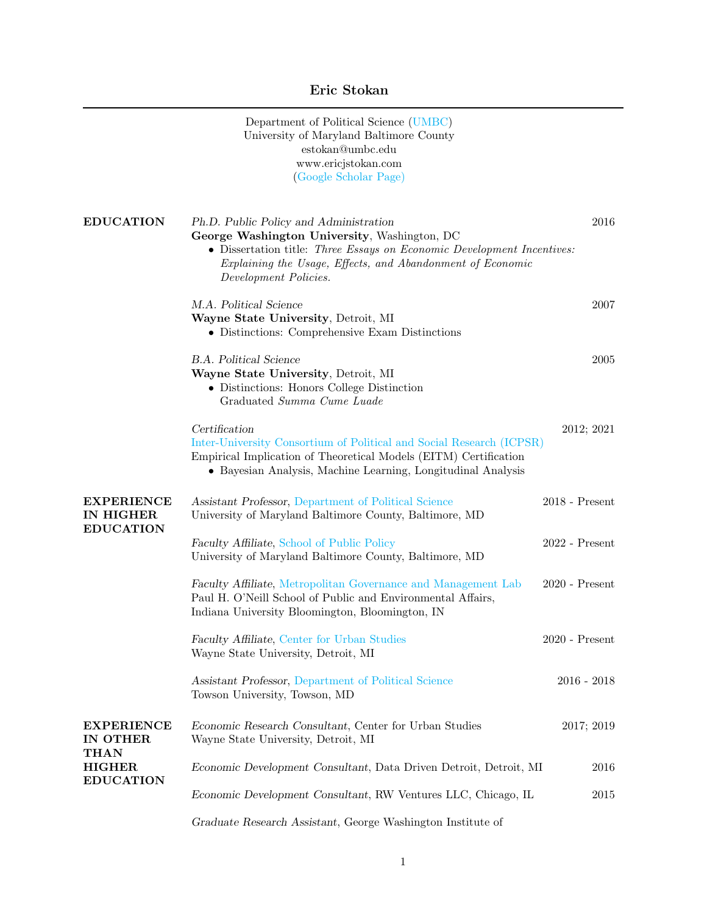# Eric Stokan

Department of Political Science (UMBC)
University of Maryland Baltimore County
estokan@umbc.edu
www.ericjstokan.com
(Google Scholar Page)

## EDUCATION

*Ph.D. Public Policy and Administration* — 2016
**George Washington University**, Washington, DC
- Dissertation title: *Three Essays on Economic Development Incentives: Explaining the Usage, Effects, and Abandonment of Economic Development Policies.*

*M.A. Political Science* — 2007
**Wayne State University**, Detroit, MI
- Distinctions: Comprehensive Exam Distinctions

*B.A. Political Science* — 2005
**Wayne State University**, Detroit, MI
- Distinctions: Honors College Distinction
  Graduated *Summa Cume Luade*

*Certification* — 2012; 2021
Inter-University Consortium of Political and Social Research (ICPSR)
Empirical Implication of Theoretical Models (EITM) Certification
- Bayesian Analysis, Machine Learning, Longitudinal Analysis

## EXPERIENCE IN HIGHER EDUCATION

*Assistant Professor*, Department of Political Science — 2018 - Present
University of Maryland Baltimore County, Baltimore, MD

*Faculty Affiliate*, School of Public Policy — 2022 - Present
University of Maryland Baltimore County, Baltimore, MD

*Faculty Affiliate*, Metropolitan Governance and Management Lab — 2020 - Present
Paul H. O'Neill School of Public and Environmental Affairs,
Indiana University Bloomington, Bloomington, IN

*Faculty Affiliate*, Center for Urban Studies — 2020 - Present
Wayne State University, Detroit, MI

*Assistant Professor*, Department of Political Science — 2016 - 2018
Towson University, Towson, MD

## EXPERIENCE IN OTHER THAN HIGHER EDUCATION

*Economic Research Consultant*, Center for Urban Studies — 2017; 2019
Wayne State University, Detroit, MI

*Economic Development Consultant*, Data Driven Detroit, Detroit, MI — 2016

*Economic Development Consultant*, RW Ventures LLC, Chicago, IL — 2015

*Graduate Research Assistant*, George Washington Institute of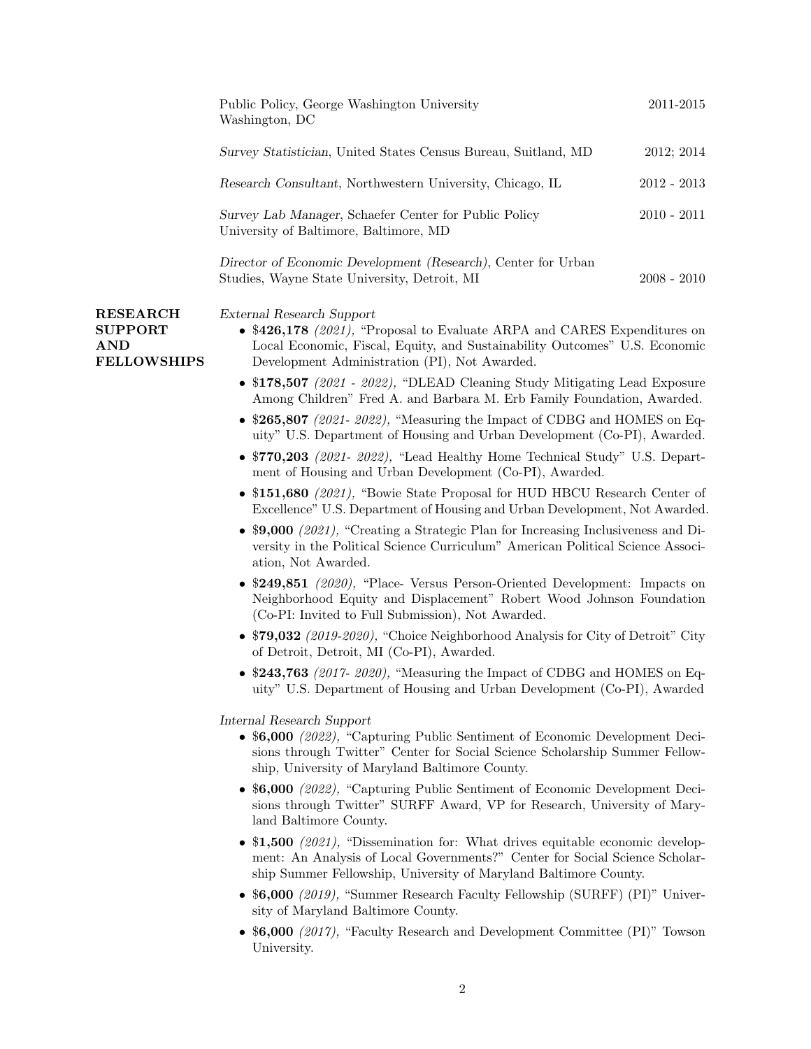Public Policy, George Washington University
Washington, DC — 2011-2015

*Survey Statistician*, United States Census Bureau, Suitland, MD — 2012; 2014

*Research Consultant*, Northwestern University, Chicago, IL — 2012 - 2013

*Survey Lab Manager*, Schaefer Center for Public Policy
University of Baltimore, Baltimore, MD — 2010 - 2011

*Director of Economic Development (Research)*, Center for Urban Studies, Wayne State University, Detroit, MI — 2008 - 2010

## RESEARCH SUPPORT AND FELLOWSHIPS

*External Research Support*

- **$426,178** *(2021),* "Proposal to Evaluate ARPA and CARES Expenditures on Local Economic, Fiscal, Equity, and Sustainability Outcomes" U.S. Economic Development Administration (PI), Not Awarded.
- **$178,507** *(2021 - 2022),* "DLEAD Cleaning Study Mitigating Lead Exposure Among Children" Fred A. and Barbara M. Erb Family Foundation, Awarded.
- **$265,807** *(2021- 2022),* "Measuring the Impact of CDBG and HOMES on Equity" U.S. Department of Housing and Urban Development (Co-PI), Awarded.
- **$770,203** *(2021- 2022),* "Lead Healthy Home Technical Study" U.S. Department of Housing and Urban Development (Co-PI), Awarded.
- **$151,680** *(2021),* "Bowie State Proposal for HUD HBCU Research Center of Excellence" U.S. Department of Housing and Urban Development, Not Awarded.
- **$9,000** *(2021),* "Creating a Strategic Plan for Increasing Inclusiveness and Diversity in the Political Science Curriculum" American Political Science Association, Not Awarded.
- **$249,851** *(2020),* "Place- Versus Person-Oriented Development: Impacts on Neighborhood Equity and Displacement" Robert Wood Johnson Foundation (Co-PI: Invited to Full Submission), Not Awarded.
- **$79,032** *(2019-2020),* "Choice Neighborhood Analysis for City of Detroit" City of Detroit, Detroit, MI (Co-PI), Awarded.
- **$243,763** *(2017- 2020),* "Measuring the Impact of CDBG and HOMES on Equity" U.S. Department of Housing and Urban Development (Co-PI), Awarded

*Internal Research Support*

- **$6,000** *(2022),* "Capturing Public Sentiment of Economic Development Decisions through Twitter" Center for Social Science Scholarship Summer Fellowship, University of Maryland Baltimore County.
- **$6,000** *(2022),* "Capturing Public Sentiment of Economic Development Decisions through Twitter" SURFF Award, VP for Research, University of Maryland Baltimore County.
- **$1,500** *(2021),* "Dissemination for: What drives equitable economic development: An Analysis of Local Governments?" Center for Social Science Scholarship Summer Fellowship, University of Maryland Baltimore County.
- **$6,000** *(2019),* "Summer Research Faculty Fellowship (SURFF) (PI)" University of Maryland Baltimore County.
- **$6,000** *(2017),* "Faculty Research and Development Committee (PI)" Towson University.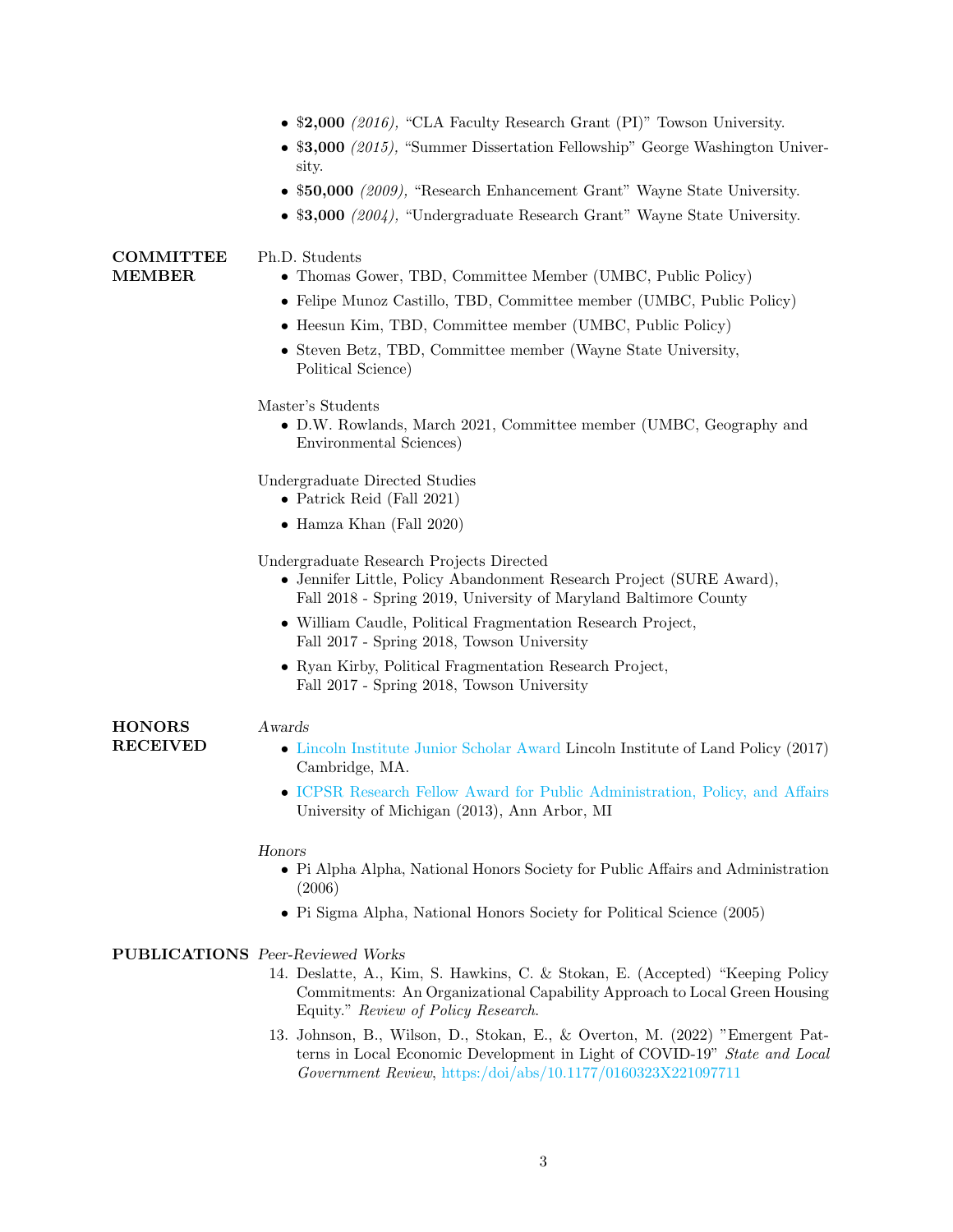- **$2,000** *(2016),* "CLA Faculty Research Grant (PI)" Towson University.
- **$3,000** *(2015),* "Summer Dissertation Fellowship" George Washington University.
- **$50,000** *(2009),* "Research Enhancement Grant" Wayne State University.
- **$3,000** *(2004),* "Undergraduate Research Grant" Wayne State University.

## COMMITTEE MEMBER

Ph.D. Students

- Thomas Gower, TBD, Committee Member (UMBC, Public Policy)
- Felipe Munoz Castillo, TBD, Committee member (UMBC, Public Policy)
- Heesun Kim, TBD, Committee member (UMBC, Public Policy)
- Steven Betz, TBD, Committee member (Wayne State University, Political Science)

Master's Students

- D.W. Rowlands, March 2021, Committee member (UMBC, Geography and Environmental Sciences)

Undergraduate Directed Studies

- Patrick Reid (Fall 2021)
- Hamza Khan (Fall 2020)

Undergraduate Research Projects Directed

- Jennifer Little, Policy Abandonment Research Project (SURE Award), Fall 2018 - Spring 2019, University of Maryland Baltimore County
- William Caudle, Political Fragmentation Research Project, Fall 2017 - Spring 2018, Towson University
- Ryan Kirby, Political Fragmentation Research Project, Fall 2017 - Spring 2018, Towson University

## HONORS RECEIVED

*Awards*

- Lincoln Institute Junior Scholar Award Lincoln Institute of Land Policy (2017) Cambridge, MA.
- ICPSR Research Fellow Award for Public Administration, Policy, and Affairs University of Michigan (2013), Ann Arbor, MI

*Honors*

- Pi Alpha Alpha, National Honors Society for Public Affairs and Administration (2006)
- Pi Sigma Alpha, National Honors Society for Political Science (2005)

## PUBLICATIONS

*Peer-Reviewed Works*

14. Deslatte, A., Kim, S. Hawkins, C. & Stokan, E. (Accepted) "Keeping Policy Commitments: An Organizational Capability Approach to Local Green Housing Equity." *Review of Policy Research.*
13. Johnson, B., Wilson, D., Stokan, E., & Overton, M. (2022) "Emergent Patterns in Local Economic Development in Light of COVID-19" *State and Local Government Review*, https:/doi/abs/10.1177/0160323X221097711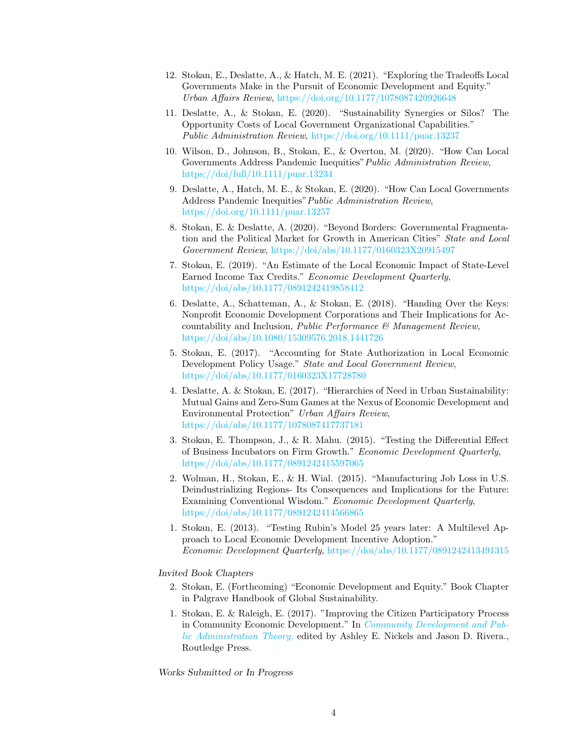12. Stokan, E., Deslatte, A., & Hatch, M. E. (2021). "Exploring the Tradeoffs Local Governments Make in the Pursuit of Economic Development and Equity." *Urban Affairs Review*, https://doi.org/10.1177/1078087420926648

11. Deslatte, A., & Stokan, E. (2020). "Sustainability Synergies or Silos? The Opportunity Costs of Local Government Organizational Capabilities." *Public Administration Review*, https://doi.org/10.1111/puar.13237

10. Wilson, D., Johnson, B., Stokan, E., & Overton, M. (2020). "How Can Local Governments Address Pandemic Inequities" *Public Administration Review*, https://doi/full/10.1111/puar.13234

9. Deslatte, A., Hatch, M. E., & Stokan, E. (2020). "How Can Local Governments Address Pandemic Inequities" *Public Administration Review*, https://doi.org/10.1111/puar.13257

8. Stokan, E. & Deslatte, A. (2020). "Beyond Borders: Governmental Fragmentation and the Political Market for Growth in American Cities" *State and Local Government Review*, https://doi/abs/10.1177/0160323X20915497

7. Stokan, E. (2019). "An Estimate of the Local Economic Impact of State-Level Earned Income Tax Credits." *Economic Development Quarterly*, https://doi/abs/10.1177/0891242419858412

6. Deslatte, A., Schatteman, A., & Stokan, E. (2018). "Handing Over the Keys: Nonprofit Economic Development Corporations and Their Implications for Accountability and Inclusion, *Public Performance & Management Review*, https://doi/abs/10.1080/15309576.2018.1441726

5. Stokan, E. (2017). "Accounting for State Authorization in Local Economic Development Policy Usage." *State and Local Government Review*, https://doi/abs/10.1177/0160323X17728780

4. Deslatte, A. & Stokan, E. (2017). "Hierarchies of Need in Urban Sustainability: Mutual Gains and Zero-Sum Games at the Nexus of Economic Development and Environmental Protection" *Urban Affairs Review*, https://doi/abs/10.1177/1078087417737181

3. Stokan, E. Thompson, J., & R. Mahu. (2015). "Testing the Differential Effect of Business Incubators on Firm Growth." *Economic Development Quarterly*, https://doi/abs/10.1177/0891242415597065

2. Wolman, H., Stokan, E., & H. Wial. (2015). "Manufacturing Job Loss in U.S. Deindustrializing Regions- Its Consequences and Implications for the Future: Examining Conventional Wisdom." *Economic Development Quarterly*, https://doi/abs/10.1177/0891242414566865

1. Stokan, E. (2013). "Testing Rubin's Model 25 years later: A Multilevel Approach to Local Economic Development Incentive Adoption." *Economic Development Quarterly*, https://doi/abs/10.1177/0891242413491315

*Invited Book Chapters*

2. Stokan, E. (Forthcoming) "Economic Development and Equity." Book Chapter in Palgrave Handbook of Global Sustainability.

1. Stokan, E. & Raleigh, E. (2017). "Improving the Citizen Participatory Process in Community Economic Development." In *Community Development and Public Administration Theory,* edited by Ashley E. Nickels and Jason D. Rivera., Routledge Press.

*Works Submitted or In Progress*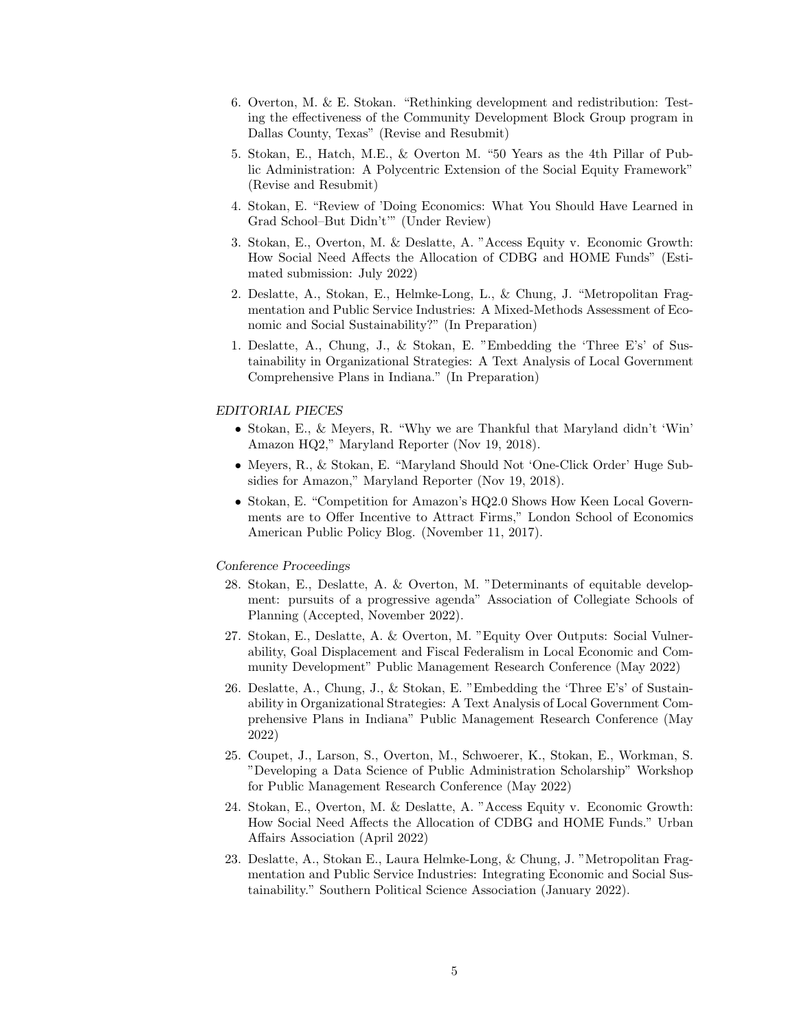6. Overton, M. & E. Stokan. "Rethinking development and redistribution: Testing the effectiveness of the Community Development Block Group program in Dallas County, Texas" (Revise and Resubmit)

5. Stokan, E., Hatch, M.E., & Overton M. "50 Years as the 4th Pillar of Public Administration: A Polycentric Extension of the Social Equity Framework" (Revise and Resubmit)

4. Stokan, E. "Review of 'Doing Economics: What You Should Have Learned in Grad School–But Didn't'" (Under Review)

3. Stokan, E., Overton, M. & Deslatte, A. "Access Equity v. Economic Growth: How Social Need Affects the Allocation of CDBG and HOME Funds" (Estimated submission: July 2022)

2. Deslatte, A., Stokan, E., Helmke-Long, L., & Chung, J. "Metropolitan Fragmentation and Public Service Industries: A Mixed-Methods Assessment of Economic and Social Sustainability?" (In Preparation)

1. Deslatte, A., Chung, J., & Stokan, E. "Embedding the 'Three E's' of Sustainability in Organizational Strategies: A Text Analysis of Local Government Comprehensive Plans in Indiana." (In Preparation)

*EDITORIAL PIECES*

- Stokan, E., & Meyers, R. "Why we are Thankful that Maryland didn't 'Win' Amazon HQ2," Maryland Reporter (Nov 19, 2018).
- Meyers, R., & Stokan, E. "Maryland Should Not 'One-Click Order' Huge Subsidies for Amazon," Maryland Reporter (Nov 19, 2018).
- Stokan, E. "Competition for Amazon's HQ2.0 Shows How Keen Local Governments are to Offer Incentive to Attract Firms," London School of Economics American Public Policy Blog. (November 11, 2017).

*Conference Proceedings*

28. Stokan, E., Deslatte, A. & Overton, M. "Determinants of equitable development: pursuits of a progressive agenda" Association of Collegiate Schools of Planning (Accepted, November 2022).

27. Stokan, E., Deslatte, A. & Overton, M. "Equity Over Outputs: Social Vulnerability, Goal Displacement and Fiscal Federalism in Local Economic and Community Development" Public Management Research Conference (May 2022)

26. Deslatte, A., Chung, J., & Stokan, E. "Embedding the 'Three E's' of Sustainability in Organizational Strategies: A Text Analysis of Local Government Comprehensive Plans in Indiana" Public Management Research Conference (May 2022)

25. Coupet, J., Larson, S., Overton, M., Schwoerer, K., Stokan, E., Workman, S. "Developing a Data Science of Public Administration Scholarship" Workshop for Public Management Research Conference (May 2022)

24. Stokan, E., Overton, M. & Deslatte, A. "Access Equity v. Economic Growth: How Social Need Affects the Allocation of CDBG and HOME Funds." Urban Affairs Association (April 2022)

23. Deslatte, A., Stokan E., Laura Helmke-Long, & Chung, J. "Metropolitan Fragmentation and Public Service Industries: Integrating Economic and Social Sustainability." Southern Political Science Association (January 2022).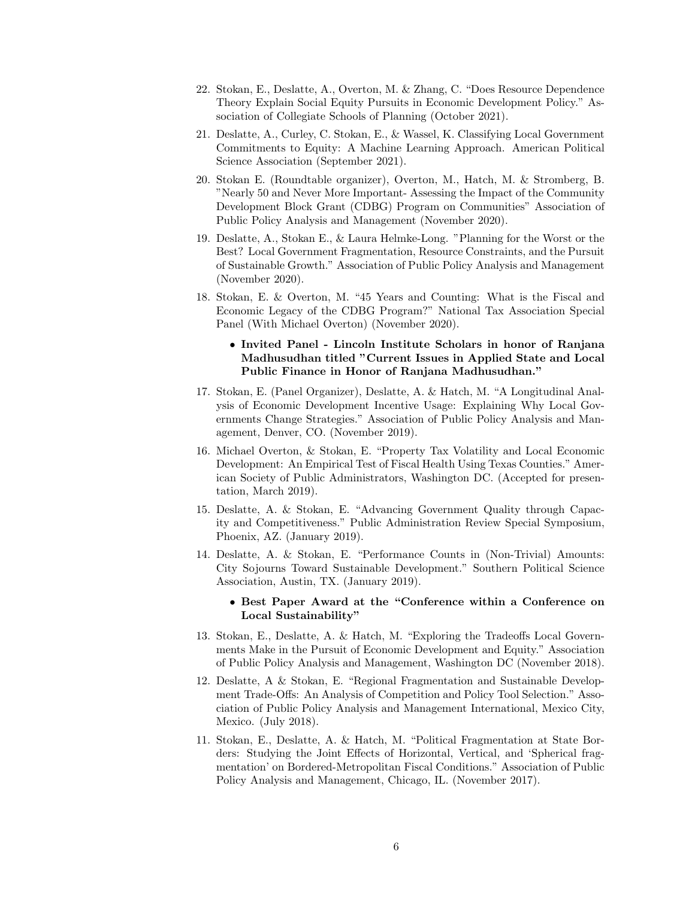22. Stokan, E., Deslatte, A., Overton, M. & Zhang, C. "Does Resource Dependence Theory Explain Social Equity Pursuits in Economic Development Policy." Association of Collegiate Schools of Planning (October 2021).

21. Deslatte, A., Curley, C. Stokan, E., & Wassel, K. Classifying Local Government Commitments to Equity: A Machine Learning Approach. American Political Science Association (September 2021).

20. Stokan E. (Roundtable organizer), Overton, M., Hatch, M. & Stromberg, B. "Nearly 50 and Never More Important- Assessing the Impact of the Community Development Block Grant (CDBG) Program on Communities" Association of Public Policy Analysis and Management (November 2020).

19. Deslatte, A., Stokan E., & Laura Helmke-Long. "Planning for the Worst or the Best? Local Government Fragmentation, Resource Constraints, and the Pursuit of Sustainable Growth." Association of Public Policy Analysis and Management (November 2020).

18. Stokan, E. & Overton, M. "45 Years and Counting: What is the Fiscal and Economic Legacy of the CDBG Program?" National Tax Association Special Panel (With Michael Overton) (November 2020).

    - **Invited Panel - Lincoln Institute Scholars in honor of Ranjana Madhusudhan titled "Current Issues in Applied State and Local Public Finance in Honor of Ranjana Madhusudhan."**

17. Stokan, E. (Panel Organizer), Deslatte, A. & Hatch, M. "A Longitudinal Analysis of Economic Development Incentive Usage: Explaining Why Local Governments Change Strategies." Association of Public Policy Analysis and Management, Denver, CO. (November 2019).

16. Michael Overton, & Stokan, E. "Property Tax Volatility and Local Economic Development: An Empirical Test of Fiscal Health Using Texas Counties." American Society of Public Administrators, Washington DC. (Accepted for presentation, March 2019).

15. Deslatte, A. & Stokan, E. "Advancing Government Quality through Capacity and Competitiveness." Public Administration Review Special Symposium, Phoenix, AZ. (January 2019).

14. Deslatte, A. & Stokan, E. "Performance Counts in (Non-Trivial) Amounts: City Sojourns Toward Sustainable Development." Southern Political Science Association, Austin, TX. (January 2019).

    - **Best Paper Award at the "Conference within a Conference on Local Sustainability"**

13. Stokan, E., Deslatte, A. & Hatch, M. "Exploring the Tradeoffs Local Governments Make in the Pursuit of Economic Development and Equity." Association of Public Policy Analysis and Management, Washington DC (November 2018).

12. Deslatte, A & Stokan, E. "Regional Fragmentation and Sustainable Development Trade-Offs: An Analysis of Competition and Policy Tool Selection." Association of Public Policy Analysis and Management International, Mexico City, Mexico. (July 2018).

11. Stokan, E., Deslatte, A. & Hatch, M. "Political Fragmentation at State Borders: Studying the Joint Effects of Horizontal, Vertical, and 'Spherical fragmentation' on Bordered-Metropolitan Fiscal Conditions." Association of Public Policy Analysis and Management, Chicago, IL. (November 2017).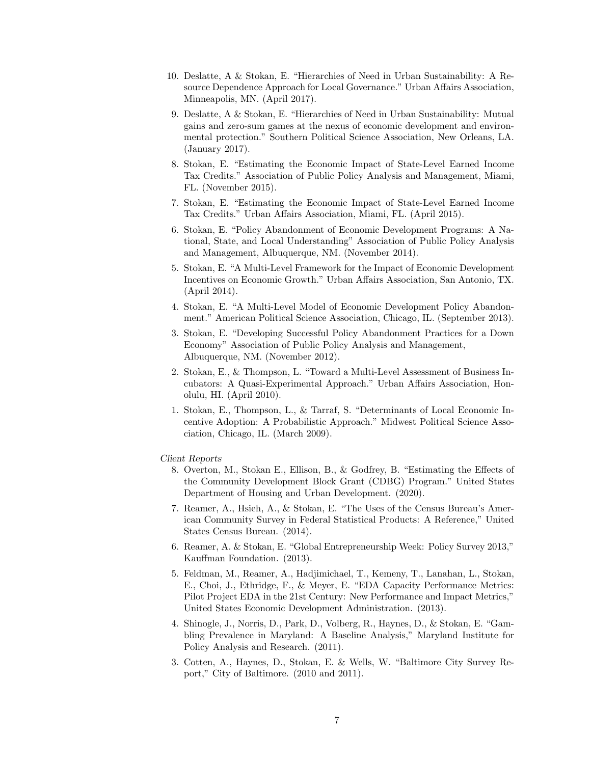10. Deslatte, A & Stokan, E. "Hierarchies of Need in Urban Sustainability: A Resource Dependence Approach for Local Governance." Urban Affairs Association, Minneapolis, MN. (April 2017).
9. Deslatte, A & Stokan, E. "Hierarchies of Need in Urban Sustainability: Mutual gains and zero-sum games at the nexus of economic development and environmental protection." Southern Political Science Association, New Orleans, LA. (January 2017).
8. Stokan, E. "Estimating the Economic Impact of State-Level Earned Income Tax Credits." Association of Public Policy Analysis and Management, Miami, FL. (November 2015).
7. Stokan, E. "Estimating the Economic Impact of State-Level Earned Income Tax Credits." Urban Affairs Association, Miami, FL. (April 2015).
6. Stokan, E. "Policy Abandonment of Economic Development Programs: A National, State, and Local Understanding" Association of Public Policy Analysis and Management, Albuquerque, NM. (November 2014).
5. Stokan, E. "A Multi-Level Framework for the Impact of Economic Development Incentives on Economic Growth." Urban Affairs Association, San Antonio, TX. (April 2014).
4. Stokan, E. "A Multi-Level Model of Economic Development Policy Abandonment." American Political Science Association, Chicago, IL. (September 2013).
3. Stokan, E. "Developing Successful Policy Abandonment Practices for a Down Economy" Association of Public Policy Analysis and Management, Albuquerque, NM. (November 2012).
2. Stokan, E., & Thompson, L. "Toward a Multi-Level Assessment of Business Incubators: A Quasi-Experimental Approach." Urban Affairs Association, Honolulu, HI. (April 2010).
1. Stokan, E., Thompson, L., & Tarraf, S. "Determinants of Local Economic Incentive Adoption: A Probabilistic Approach." Midwest Political Science Association, Chicago, IL. (March 2009).

*Client Reports*

8. Overton, M., Stokan E., Ellison, B., & Godfrey, B. "Estimating the Effects of the Community Development Block Grant (CDBG) Program." United States Department of Housing and Urban Development. (2020).
7. Reamer, A., Hsieh, A., & Stokan, E. "The Uses of the Census Bureau's American Community Survey in Federal Statistical Products: A Reference," United States Census Bureau. (2014).
6. Reamer, A. & Stokan, E. "Global Entrepreneurship Week: Policy Survey 2013," Kauffman Foundation. (2013).
5. Feldman, M., Reamer, A., Hadjimichael, T., Kemeny, T., Lanahan, L., Stokan, E., Choi, J., Ethridge, F., & Meyer, E. "EDA Capacity Performance Metrics: Pilot Project EDA in the 21st Century: New Performance and Impact Metrics," United States Economic Development Administration. (2013).
4. Shinogle, J., Norris, D., Park, D., Volberg, R., Haynes, D., & Stokan, E. "Gambling Prevalence in Maryland: A Baseline Analysis," Maryland Institute for Policy Analysis and Research. (2011).
3. Cotten, A., Haynes, D., Stokan, E. & Wells, W. "Baltimore City Survey Report," City of Baltimore. (2010 and 2011).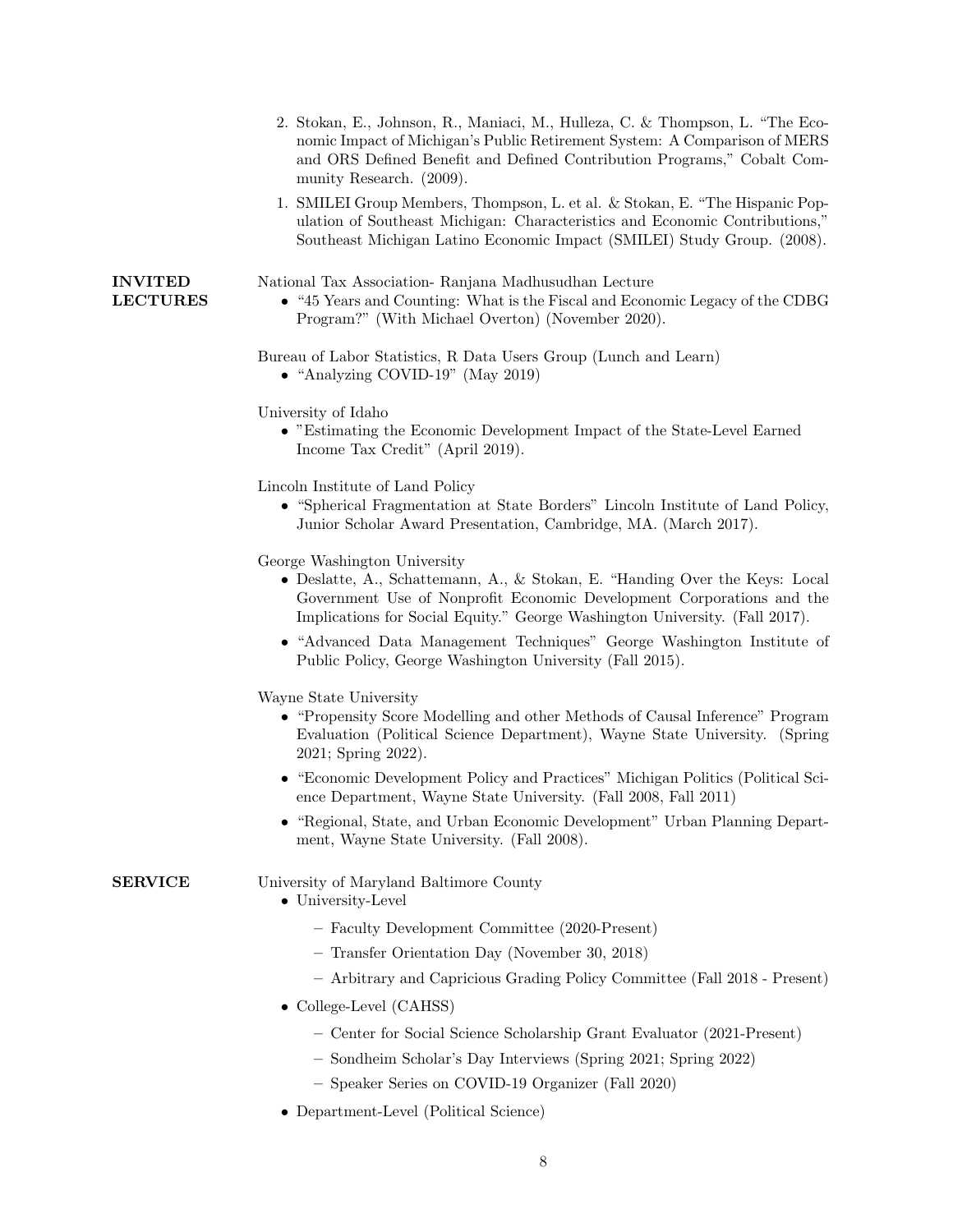2. Stokan, E., Johnson, R., Maniaci, M., Hulleza, C. & Thompson, L. "The Economic Impact of Michigan's Public Retirement System: A Comparison of MERS and ORS Defined Benefit and Defined Contribution Programs," Cobalt Community Research. (2009).

1. SMILEI Group Members, Thompson, L. et al. & Stokan, E. "The Hispanic Population of Southeast Michigan: Characteristics and Economic Contributions," Southeast Michigan Latino Economic Impact (SMILEI) Study Group. (2008).

## INVITED LECTURES

National Tax Association- Ranjana Madhusudhan Lecture

- "45 Years and Counting: What is the Fiscal and Economic Legacy of the CDBG Program?" (With Michael Overton) (November 2020).

Bureau of Labor Statistics, R Data Users Group (Lunch and Learn)

- "Analyzing COVID-19" (May 2019)

University of Idaho

- "Estimating the Economic Development Impact of the State-Level Earned Income Tax Credit" (April 2019).

Lincoln Institute of Land Policy

- "Spherical Fragmentation at State Borders" Lincoln Institute of Land Policy, Junior Scholar Award Presentation, Cambridge, MA. (March 2017).

George Washington University

- Deslatte, A., Schattemann, A., & Stokan, E. "Handing Over the Keys: Local Government Use of Nonprofit Economic Development Corporations and the Implications for Social Equity." George Washington University. (Fall 2017).
- "Advanced Data Management Techniques" George Washington Institute of Public Policy, George Washington University (Fall 2015).

Wayne State University

- "Propensity Score Modelling and other Methods of Causal Inference" Program Evaluation (Political Science Department), Wayne State University. (Spring 2021; Spring 2022).
- "Economic Development Policy and Practices" Michigan Politics (Political Science Department, Wayne State University. (Fall 2008, Fall 2011)
- "Regional, State, and Urban Economic Development" Urban Planning Department, Wayne State University. (Fall 2008).

## SERVICE

University of Maryland Baltimore County

- University-Level
  - Faculty Development Committee (2020-Present)
  - Transfer Orientation Day (November 30, 2018)
  - Arbitrary and Capricious Grading Policy Committee (Fall 2018 - Present)
- College-Level (CAHSS)
  - Center for Social Science Scholarship Grant Evaluator (2021-Present)
  - Sondheim Scholar's Day Interviews (Spring 2021; Spring 2022)
  - Speaker Series on COVID-19 Organizer (Fall 2020)
- Department-Level (Political Science)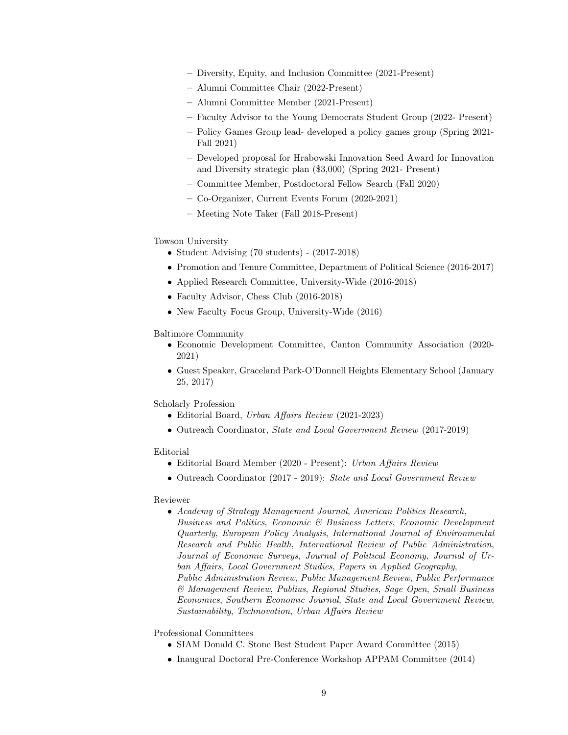- Diversity, Equity, and Inclusion Committee (2021-Present)
  - Alumni Committee Chair (2022-Present)
  - Alumni Committee Member (2021-Present)
  - Faculty Advisor to the Young Democrats Student Group (2022- Present)
  - Policy Games Group lead- developed a policy games group (Spring 2021-Fall 2021)
  - Developed proposal for Hrabowski Innovation Seed Award for Innovation and Diversity strategic plan ($3,000) (Spring 2021- Present)
  - Committee Member, Postdoctoral Fellow Search (Fall 2020)
  - Co-Organizer, Current Events Forum (2020-2021)
  - Meeting Note Taker (Fall 2018-Present)

Towson University

- Student Advising (70 students) - (2017-2018)
- Promotion and Tenure Committee, Department of Political Science (2016-2017)
- Applied Research Committee, University-Wide (2016-2018)
- Faculty Advisor, Chess Club (2016-2018)
- New Faculty Focus Group, University-Wide (2016)

Baltimore Community

- Economic Development Committee, Canton Community Association (2020-2021)
- Guest Speaker, Graceland Park-O'Donnell Heights Elementary School (January 25, 2017)

Scholarly Profession

- Editorial Board, *Urban Affairs Review* (2021-2023)
- Outreach Coordinator, *State and Local Government Review* (2017-2019)

Editorial

- Editorial Board Member (2020 - Present): *Urban Affairs Review*
- Outreach Coordinator (2017 - 2019): *State and Local Government Review*

Reviewer

- *Academy of Strategy Management Journal*, *American Politics Research*, *Business and Politics*, *Economic & Business Letters*, *Economic Development Quarterly*, *European Policy Analysis*, *International Journal of Environmental Research and Public Health*, *International Review of Public Administration*, *Journal of Economic Surveys*, *Journal of Political Economy*, *Journal of Urban Affairs*, *Local Government Studies*, *Papers in Applied Geography*, *Public Administration Review*, *Public Management Review*, *Public Performance & Management Review*, *Publius*, *Regional Studies*, *Sage Open*, *Small Business Economics*, *Southern Economic Journal*, *State and Local Government Review*, *Sustainability*, *Technovation*, *Urban Affairs Review*

Professional Committees

- SIAM Donald C. Stone Best Student Paper Award Committee (2015)
- Inaugural Doctoral Pre-Conference Workshop APPAM Committee (2014)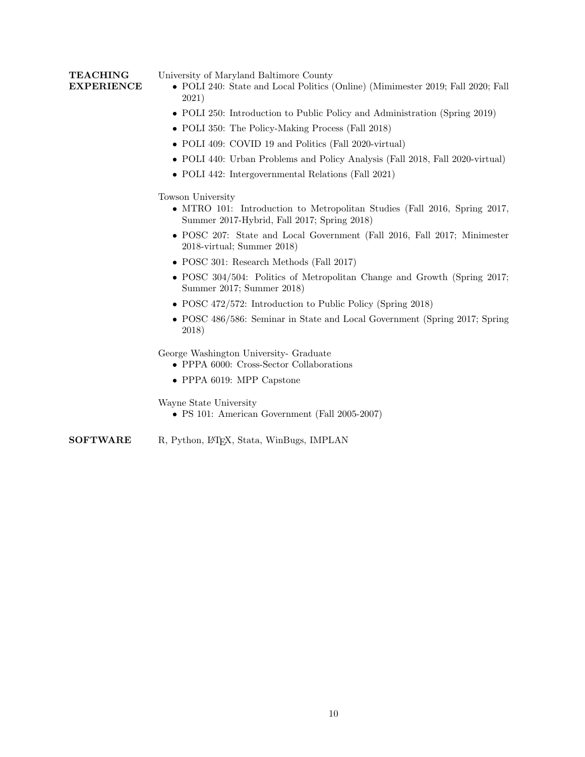## TEACHING EXPERIENCE

University of Maryland Baltimore County

- POLI 240: State and Local Politics (Online) (Mimimester 2019; Fall 2020; Fall 2021)
- POLI 250: Introduction to Public Policy and Administration (Spring 2019)
- POLI 350: The Policy-Making Process (Fall 2018)
- POLI 409: COVID 19 and Politics (Fall 2020-virtual)
- POLI 440: Urban Problems and Policy Analysis (Fall 2018, Fall 2020-virtual)
- POLI 442: Intergovernmental Relations (Fall 2021)

Towson University

- MTRO 101: Introduction to Metropolitan Studies (Fall 2016, Spring 2017, Summer 2017-Hybrid, Fall 2017; Spring 2018)
- POSC 207: State and Local Government (Fall 2016, Fall 2017; Minimester 2018-virtual; Summer 2018)
- POSC 301: Research Methods (Fall 2017)
- POSC 304/504: Politics of Metropolitan Change and Growth (Spring 2017; Summer 2017; Summer 2018)
- POSC 472/572: Introduction to Public Policy (Spring 2018)
- POSC 486/586: Seminar in State and Local Government (Spring 2017; Spring 2018)

George Washington University- Graduate

- PPPA 6000: Cross-Sector Collaborations
- PPPA 6019: MPP Capstone

Wayne State University

- PS 101: American Government (Fall 2005-2007)

## SOFTWARE

R, Python, LaTeX, Stata, WinBugs, IMPLAN